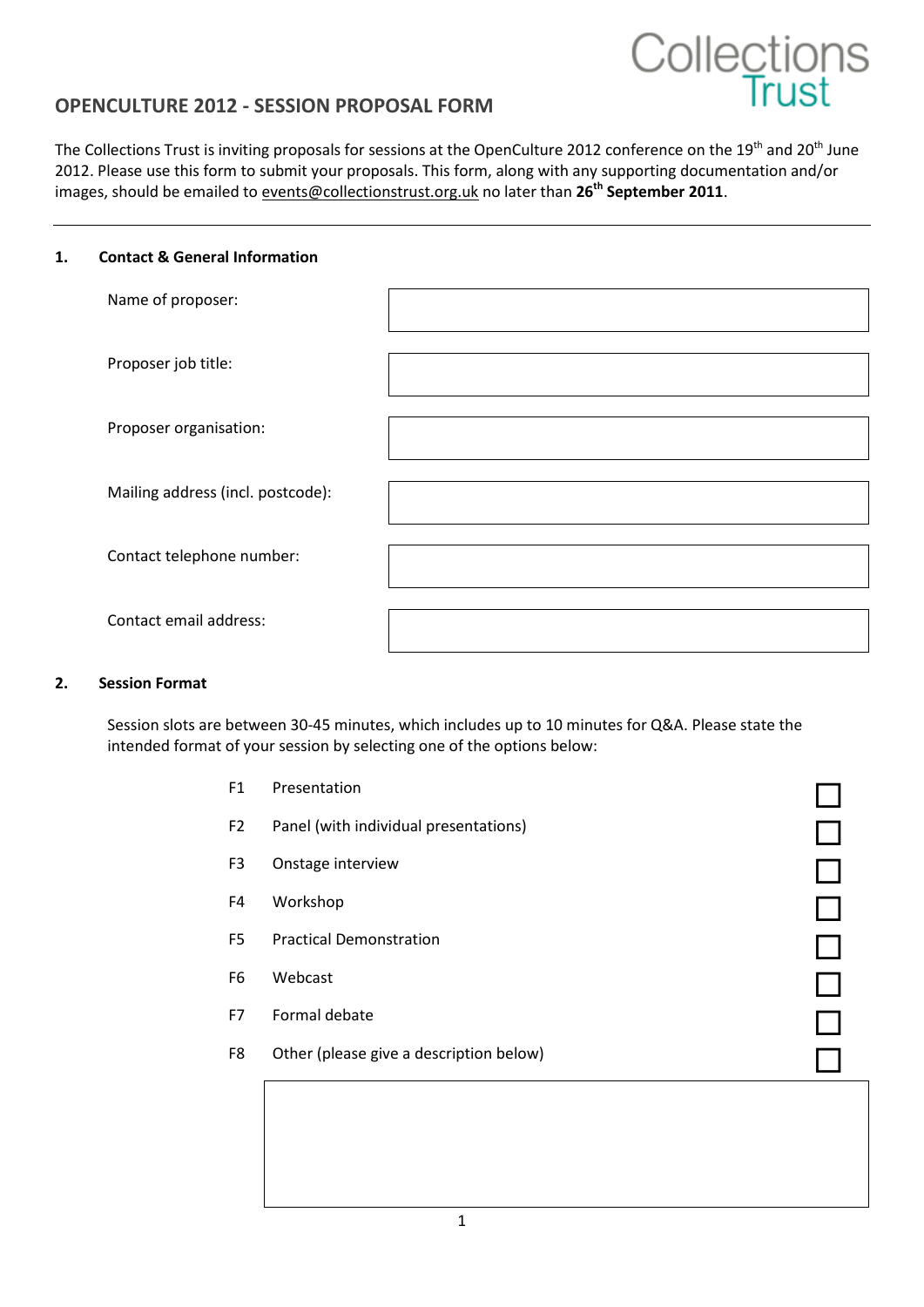Collections Trust

# OPENCULTURE 2012 - SESSION PROPOSAL FORM

The Collections Trust is inviting proposals for sessions at the OpenCulture 2012 conference on the 19th and 20th June 2012. Please use this form to submit your proposals. This form, along with any supporting documentation and/or images, should be emailed to events@collectionstrust.org.uk no later than **26th September 2011**.

---

## 1. Contact & General Information

| | |
|---|---|
| Name of proposer: | |
| Proposer job title: | |
| Proposer organisation: | |
| Mailing address (incl. postcode): | |
| Contact telephone number: | |
| Contact email address: | |

## 2. Session Format

Session slots are between 30-45 minutes, which includes up to 10 minutes for Q&A. Please state the intended format of your session by selecting one of the options below:

| | | |
|---|---|---|
| F1 | Presentation | ☐ |
| F2 | Panel (with individual presentations) | ☐ |
| F3 | Onstage interview | ☐ |
| F4 | Workshop | ☐ |
| F5 | Practical Demonstration | ☐ |
| F6 | Webcast | ☐ |
| F7 | Formal debate | ☐ |
| F8 | Other (please give a description below) | ☐ |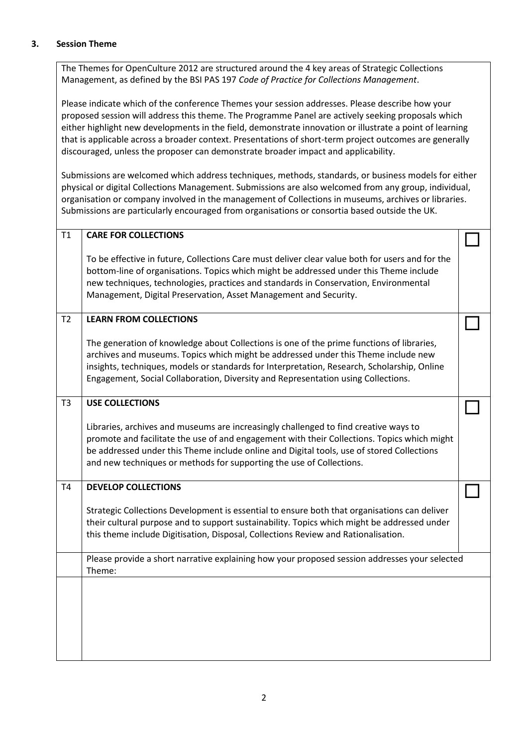## 3. Session Theme

The Themes for OpenCulture 2012 are structured around the 4 key areas of Strategic Collections Management, as defined by the BSI PAS 197 *Code of Practice for Collections Management*.

Please indicate which of the conference Themes your session addresses. Please describe how your proposed session will address this theme. The Programme Panel are actively seeking proposals which either highlight new developments in the field, demonstrate innovation or illustrate a point of learning that is applicable across a broader context. Presentations of short-term project outcomes are generally discouraged, unless the proposer can demonstrate broader impact and applicability.

Submissions are welcomed which address techniques, methods, standards, or business models for either physical or digital Collections Management. Submissions are also welcomed from any group, individual, organisation or company involved in the management of Collections in museums, archives or libraries. Submissions are particularly encouraged from organisations or consortia based outside the UK.

| | | |
|---|---|---|
| T1 | **CARE FOR COLLECTIONS**<br><br>To be effective in future, Collections Care must deliver clear value both for users and for the bottom-line of organisations. Topics which might be addressed under this Theme include new techniques, technologies, practices and standards in Conservation, Environmental Management, Digital Preservation, Asset Management and Security. | ☐ |
| T2 | **LEARN FROM COLLECTIONS**<br><br>The generation of knowledge about Collections is one of the prime functions of libraries, archives and museums. Topics which might be addressed under this Theme include new insights, techniques, models or standards for Interpretation, Research, Scholarship, Online Engagement, Social Collaboration, Diversity and Representation using Collections. | ☐ |
| T3 | **USE COLLECTIONS**<br><br>Libraries, archives and museums are increasingly challenged to find creative ways to promote and facilitate the use of and engagement with their Collections. Topics which might be addressed under this Theme include online and Digital tools, use of stored Collections and new techniques or methods for supporting the use of Collections. | ☐ |
| T4 | **DEVELOP COLLECTIONS**<br><br>Strategic Collections Development is essential to ensure both that organisations can deliver their cultural purpose and to support sustainability. Topics which might be addressed under this theme include Digitisation, Disposal, Collections Review and Rationalisation. | ☐ |
| | Please provide a short narrative explaining how your proposed session addresses your selected Theme: | |
| | | |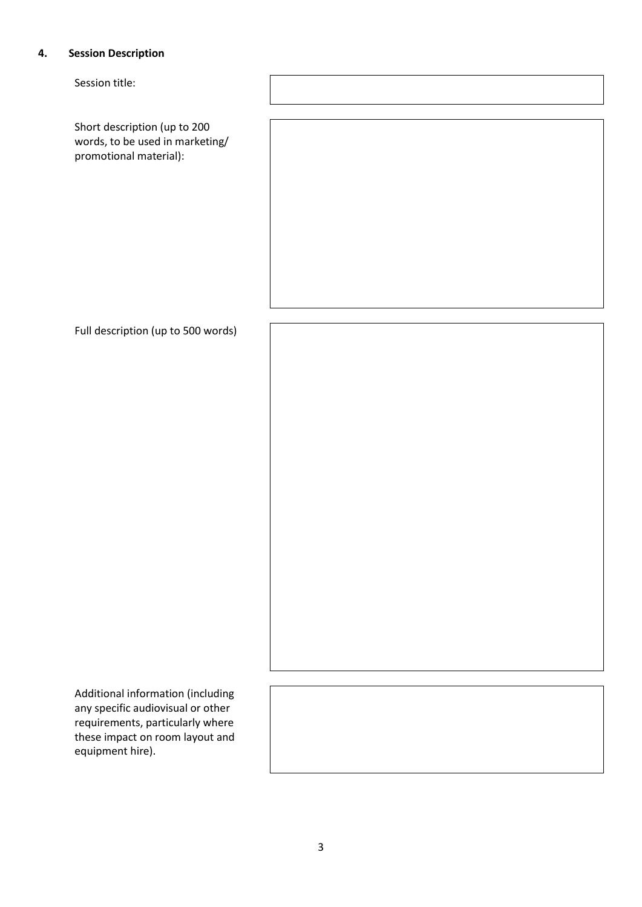## 4. Session Description

| | |
|---|---|
| Session title: | |
| Short description (up to 200 words, to be used in marketing/ promotional material): | |
| Full description (up to 500 words) | |
| Additional information (including any specific audiovisual or other requirements, particularly where these impact on room layout and equipment hire). | |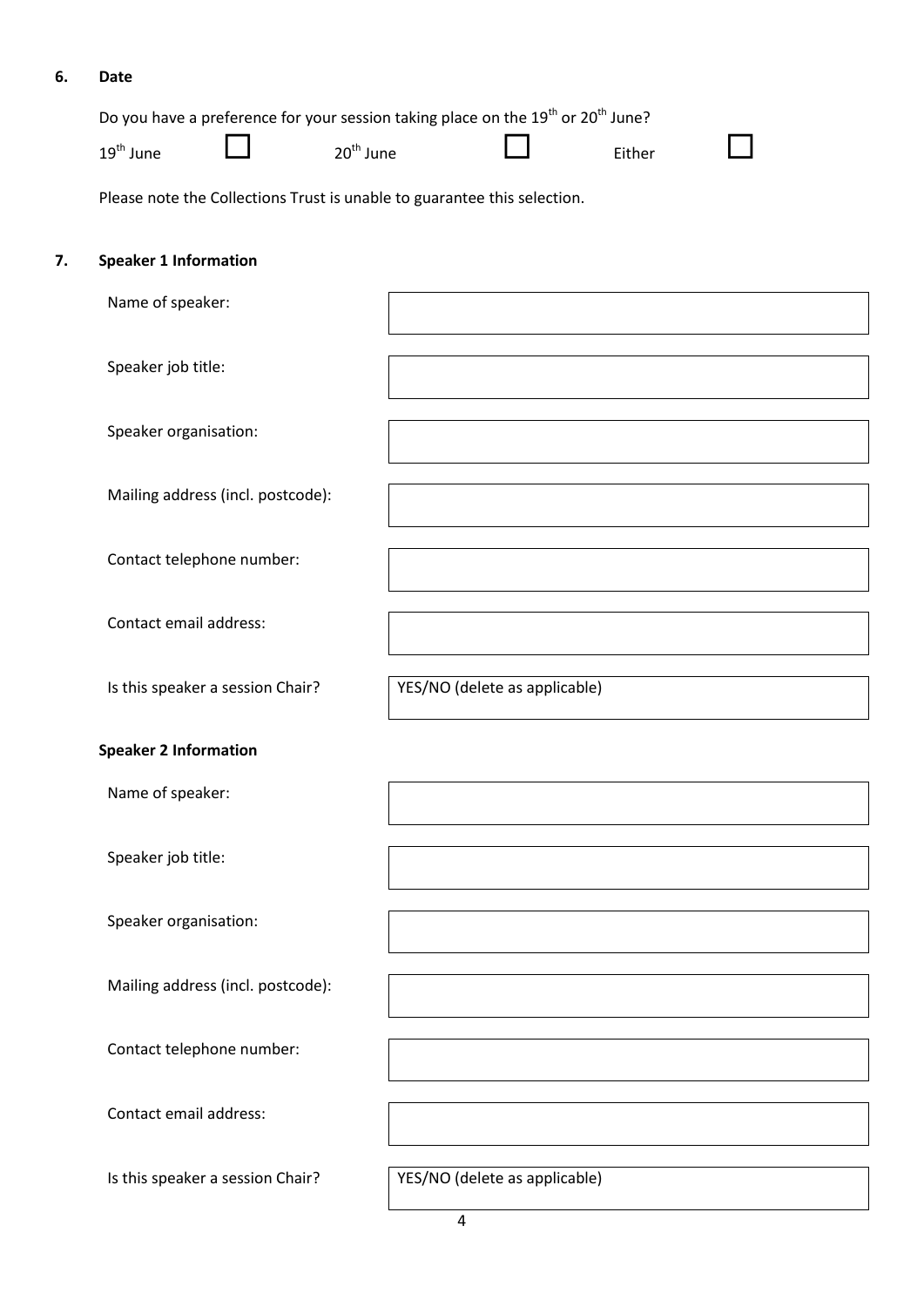## 6. Date

Do you have a preference for your session taking place on the 19th or 20th June?

19th June ☐ 20th June ☐ Either ☐

Please note the Collections Trust is unable to guarantee this selection.

## 7. Speaker 1 Information

| | |
|---|---|
| Name of speaker: | |
| Speaker job title: | |
| Speaker organisation: | |
| Mailing address (incl. postcode): | |
| Contact telephone number: | |
| Contact email address: | |
| Is this speaker a session Chair? | YES/NO (delete as applicable) |

### Speaker 2 Information

| | |
|---|---|
| Name of speaker: | |
| Speaker job title: | |
| Speaker organisation: | |
| Mailing address (incl. postcode): | |
| Contact telephone number: | |
| Contact email address: | |
| Is this speaker a session Chair? | YES/NO (delete as applicable) |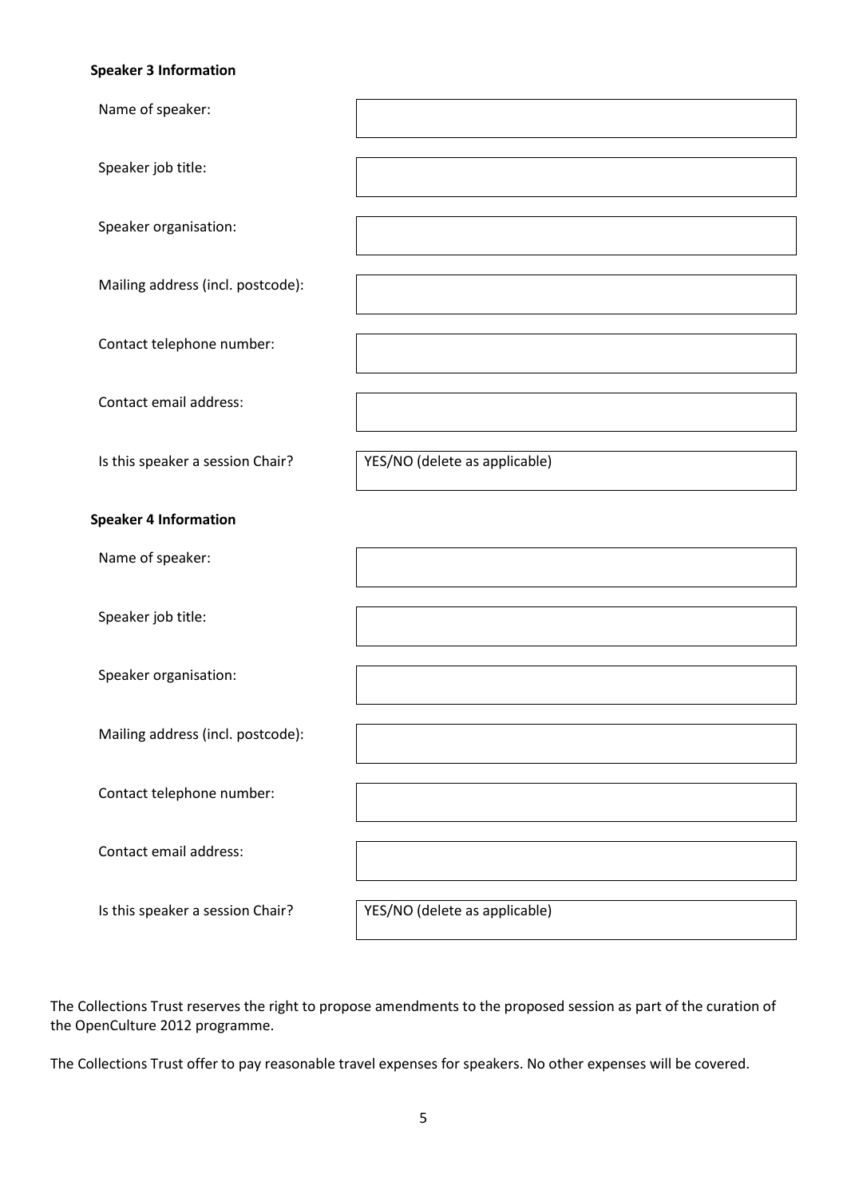**Speaker 3 Information**

| | |
|---|---|
| Name of speaker: | |
| Speaker job title: | |
| Speaker organisation: | |
| Mailing address (incl. postcode): | |
| Contact telephone number: | |
| Contact email address: | |
| Is this speaker a session Chair? | YES/NO (delete as applicable) |

**Speaker 4 Information**

| | |
|---|---|
| Name of speaker: | |
| Speaker job title: | |
| Speaker organisation: | |
| Mailing address (incl. postcode): | |
| Contact telephone number: | |
| Contact email address: | |
| Is this speaker a session Chair? | YES/NO (delete as applicable) |

The Collections Trust reserves the right to propose amendments to the proposed session as part of the curation of the OpenCulture 2012 programme.

The Collections Trust offer to pay reasonable travel expenses for speakers. No other expenses will be covered.